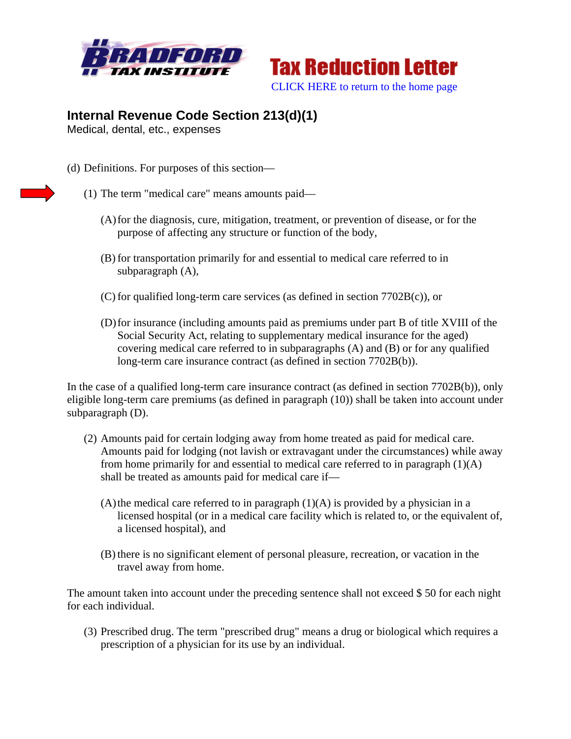**Bradford Tax Institute** — **Tax Reduction Letter**

CLICK HERE to return to the home page

## Internal Revenue Code Section 213(d)(1)

Medical, dental, etc., expenses

(d) Definitions. For purposes of this section—

(1) The term "medical care" means amounts paid—

(A) for the diagnosis, cure, mitigation, treatment, or prevention of disease, or for the purpose of affecting any structure or function of the body,

(B) for transportation primarily for and essential to medical care referred to in subparagraph (A),

(C) for qualified long-term care services (as defined in section 7702B(c)), or

(D) for insurance (including amounts paid as premiums under part B of title XVIII of the Social Security Act, relating to supplementary medical insurance for the aged) covering medical care referred to in subparagraphs (A) and (B) or for any qualified long-term care insurance contract (as defined in section 7702B(b)).

In the case of a qualified long-term care insurance contract (as defined in section 7702B(b)), only eligible long-term care premiums (as defined in paragraph (10)) shall be taken into account under subparagraph (D).

(2) Amounts paid for certain lodging away from home treated as paid for medical care. Amounts paid for lodging (not lavish or extravagant under the circumstances) while away from home primarily for and essential to medical care referred to in paragraph (1)(A) shall be treated as amounts paid for medical care if—

(A) the medical care referred to in paragraph (1)(A) is provided by a physician in a licensed hospital (or in a medical care facility which is related to, or the equivalent of, a licensed hospital), and

(B) there is no significant element of personal pleasure, recreation, or vacation in the travel away from home.

The amount taken into account under the preceding sentence shall not exceed $ 50 for each night for each individual.

(3) Prescribed drug. The term "prescribed drug" means a drug or biological which requires a prescription of a physician for its use by an individual.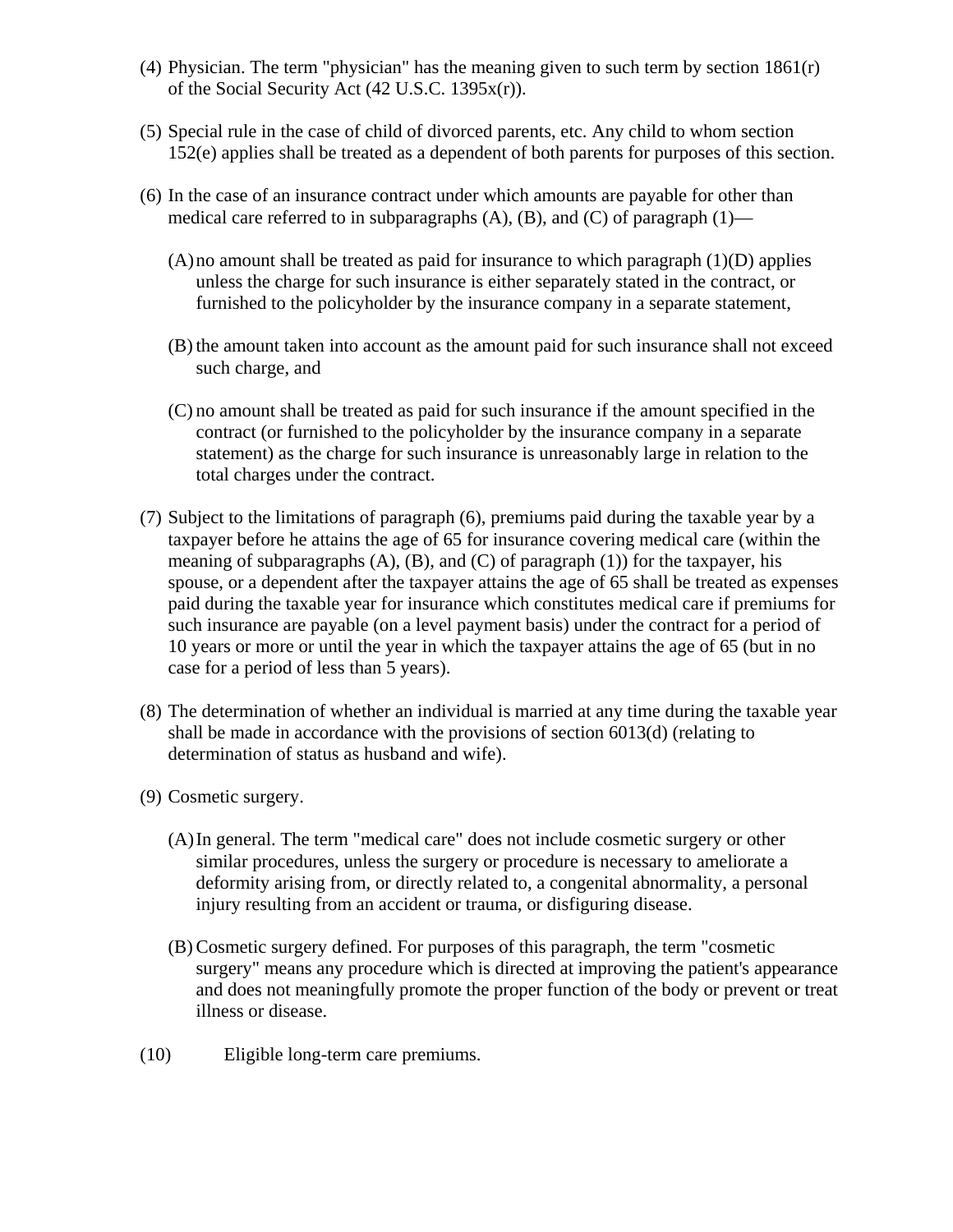(4) Physician. The term "physician" has the meaning given to such term by section 1861(r) of the Social Security Act (42 U.S.C. 1395x(r)).

(5) Special rule in the case of child of divorced parents, etc. Any child to whom section 152(e) applies shall be treated as a dependent of both parents for purposes of this section.

(6) In the case of an insurance contract under which amounts are payable for other than medical care referred to in subparagraphs (A), (B), and (C) of paragraph (1)—

  (A) no amount shall be treated as paid for insurance to which paragraph (1)(D) applies unless the charge for such insurance is either separately stated in the contract, or furnished to the policyholder by the insurance company in a separate statement,

  (B) the amount taken into account as the amount paid for such insurance shall not exceed such charge, and

  (C) no amount shall be treated as paid for such insurance if the amount specified in the contract (or furnished to the policyholder by the insurance company in a separate statement) as the charge for such insurance is unreasonably large in relation to the total charges under the contract.

(7) Subject to the limitations of paragraph (6), premiums paid during the taxable year by a taxpayer before he attains the age of 65 for insurance covering medical care (within the meaning of subparagraphs (A), (B), and (C) of paragraph (1)) for the taxpayer, his spouse, or a dependent after the taxpayer attains the age of 65 shall be treated as expenses paid during the taxable year for insurance which constitutes medical care if premiums for such insurance are payable (on a level payment basis) under the contract for a period of 10 years or more or until the year in which the taxpayer attains the age of 65 (but in no case for a period of less than 5 years).

(8) The determination of whether an individual is married at any time during the taxable year shall be made in accordance with the provisions of section 6013(d) (relating to determination of status as husband and wife).

(9) Cosmetic surgery.

  (A) In general. The term "medical care" does not include cosmetic surgery or other similar procedures, unless the surgery or procedure is necessary to ameliorate a deformity arising from, or directly related to, a congenital abnormality, a personal injury resulting from an accident or trauma, or disfiguring disease.

  (B) Cosmetic surgery defined. For purposes of this paragraph, the term "cosmetic surgery" means any procedure which is directed at improving the patient's appearance and does not meaningfully promote the proper function of the body or prevent or treat illness or disease.

(10) Eligible long-term care premiums.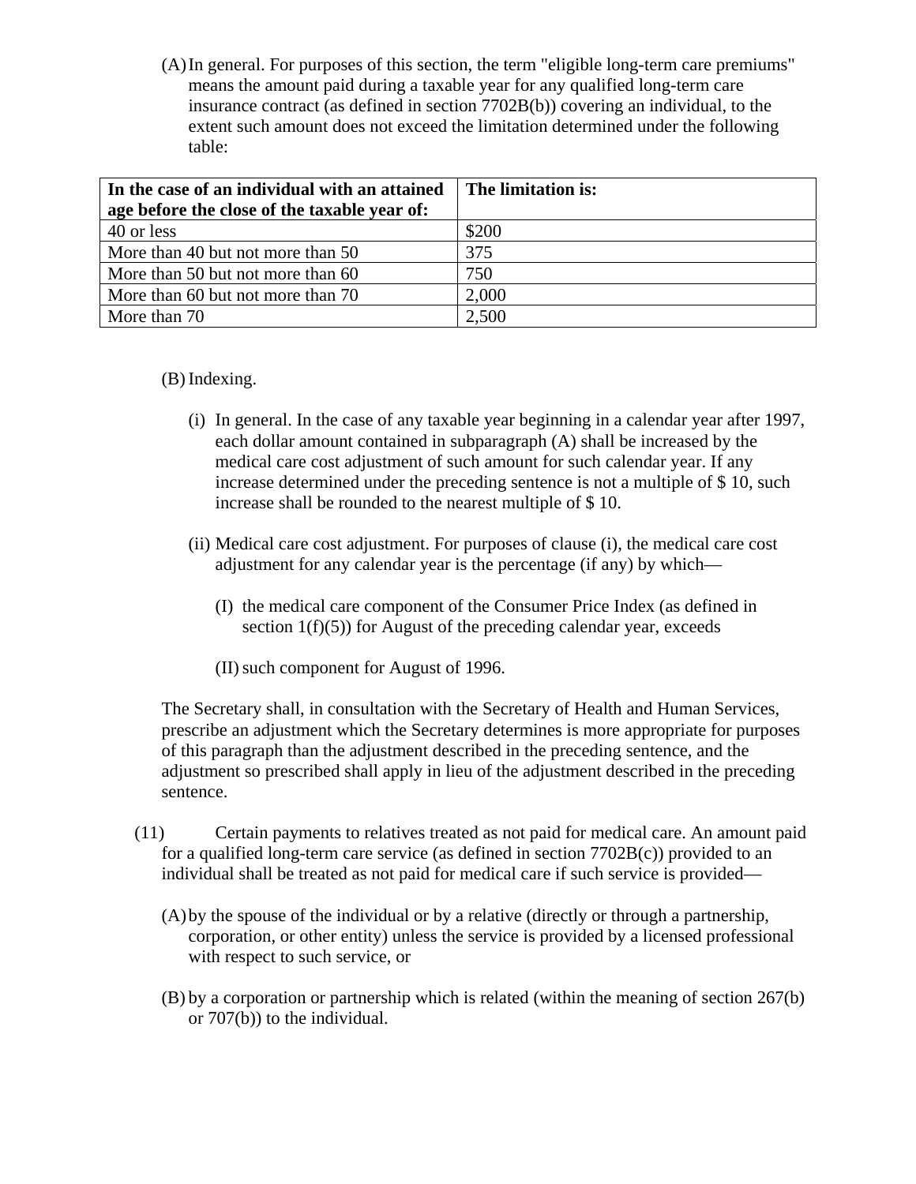(A) In general. For purposes of this section, the term "eligible long-term care premiums" means the amount paid during a taxable year for any qualified long-term care insurance contract (as defined in section 7702B(b)) covering an individual, to the extent such amount does not exceed the limitation determined under the following table:

| **In the case of an individual with an attained age before the close of the taxable year of:** | **The limitation is:** |
|---|---|
| 40 or less | $200 |
| More than 40 but not more than 50 | 375 |
| More than 50 but not more than 60 | 750 |
| More than 60 but not more than 70 | 2,000 |
| More than 70 | 2,500 |

(B) Indexing.

(i) In general. In the case of any taxable year beginning in a calendar year after 1997, each dollar amount contained in subparagraph (A) shall be increased by the medical care cost adjustment of such amount for such calendar year. If any increase determined under the preceding sentence is not a multiple of $ 10, such increase shall be rounded to the nearest multiple of $ 10.

(ii) Medical care cost adjustment. For purposes of clause (i), the medical care cost adjustment for any calendar year is the percentage (if any) by which—

(I) the medical care component of the Consumer Price Index (as defined in section 1(f)(5)) for August of the preceding calendar year, exceeds

(II) such component for August of 1996.

The Secretary shall, in consultation with the Secretary of Health and Human Services, prescribe an adjustment which the Secretary determines is more appropriate for purposes of this paragraph than the adjustment described in the preceding sentence, and the adjustment so prescribed shall apply in lieu of the adjustment described in the preceding sentence.

(11) Certain payments to relatives treated as not paid for medical care. An amount paid for a qualified long-term care service (as defined in section 7702B(c)) provided to an individual shall be treated as not paid for medical care if such service is provided—

(A) by the spouse of the individual or by a relative (directly or through a partnership, corporation, or other entity) unless the service is provided by a licensed professional with respect to such service, or

(B) by a corporation or partnership which is related (within the meaning of section 267(b) or 707(b)) to the individual.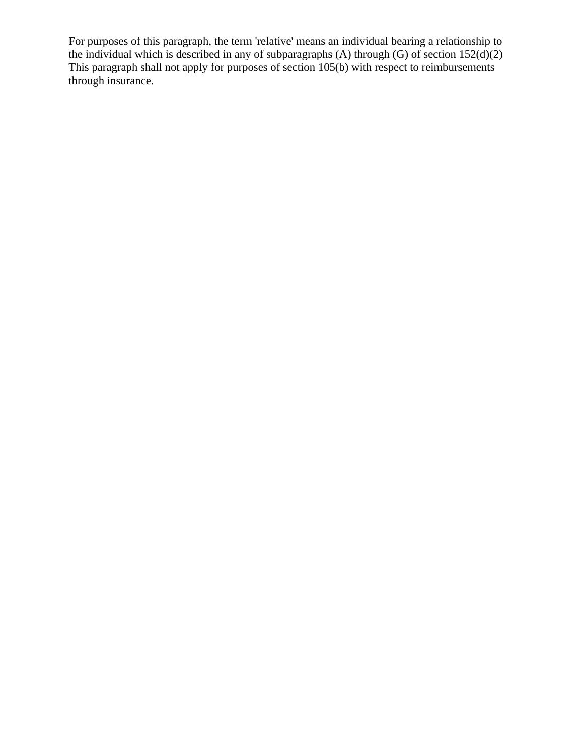For purposes of this paragraph, the term 'relative' means an individual bearing a relationship to the individual which is described in any of subparagraphs (A) through (G) of section 152(d)(2) This paragraph shall not apply for purposes of section 105(b) with respect to reimbursements through insurance.